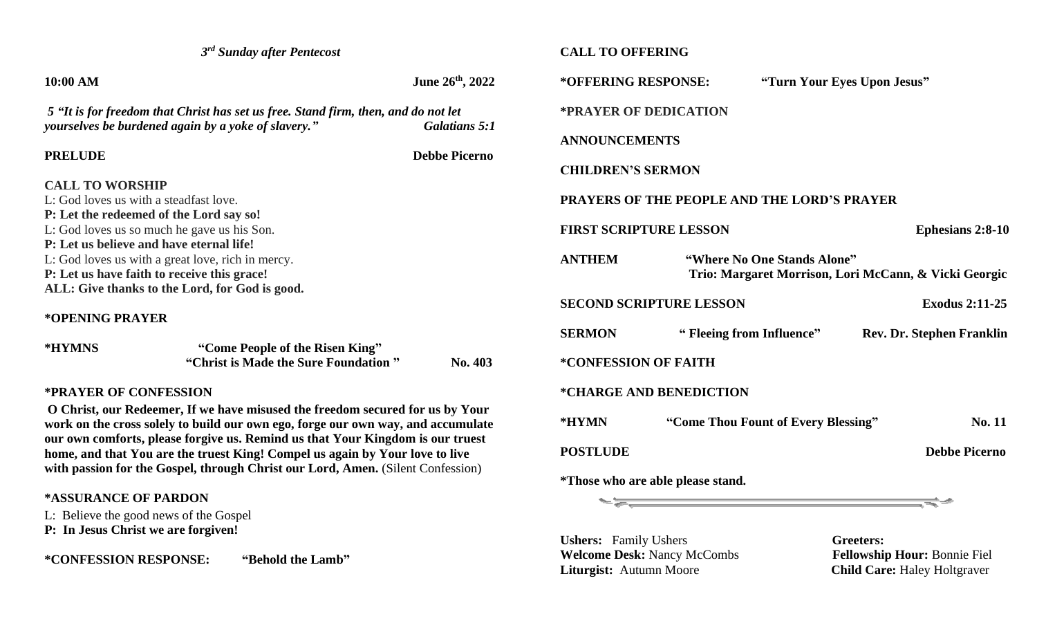*3rd Sunday after Pentecost*

**10:00 AM** **June 26th, 2022**

*5 "It is for freedom that Christ has set us free. Stand firm, then, and do not let yourselves be burdened again by a yoke of slavery." Galatians 5:1*

**PRELUDE** **Debbe Picerno**

**CALL TO WORSHIP**

L: God loves us with a steadfast love.
**P: Let the redeemed of the Lord say so!**
L: God loves us so much he gave us his Son.
**P: Let us believe and have eternal life!**
L: God loves us with a great love, rich in mercy.
**P: Let us have faith to receive this grace!**
**ALL: Give thanks to the Lord, for God is good.**

**\*OPENING PRAYER**

**\*HYMNS** **"Come People of the Risen King"**
**"Christ is Made the Sure Foundation "** **No. 403**

**\*PRAYER OF CONFESSION**

**O Christ, our Redeemer, If we have misused the freedom secured for us by Your work on the cross solely to build our own ego, forge our own way, and accumulate our own comforts, please forgive us. Remind us that Your Kingdom is our truest home, and that You are the truest King! Compel us again by Your love to live with passion for the Gospel, through Christ our Lord, Amen.** (Silent Confession)

**\*ASSURANCE OF PARDON**

L: Believe the good news of the Gospel
**P: In Jesus Christ we are forgiven!**

**\*CONFESSION RESPONSE:** **"Behold the Lamb"**

**CALL TO OFFERING**

**\*OFFERING RESPONSE:** **"Turn Your Eyes Upon Jesus"**

**\*PRAYER OF DEDICATION**

**ANNOUNCEMENTS**

**CHILDREN'S SERMON**

**PRAYERS OF THE PEOPLE AND THE LORD'S PRAYER**

**FIRST SCRIPTURE LESSON** **Ephesians 2:8-10**

**ANTHEM** **"Where No One Stands Alone"**
**Trio: Margaret Morrison, Lori McCann, & Vicki Georgic**

**SECOND SCRIPTURE LESSON** **Exodus 2:11-25**

**SERMON** **" Fleeing from Influence"** **Rev. Dr. Stephen Franklin**

**\*CONFESSION OF FAITH**

**\*CHARGE AND BENEDICTION**

**\*HYMN** **"Come Thou Fount of Every Blessing"** **No. 11**

**POSTLUDE** **Debbe Picerno**

**\*Those who are able please stand.**

**Ushers:** Family Ushers
**Welcome Desk:** Nancy McCombs
**Liturgist:** Autumn Moore

**Greeters:**
**Fellowship Hour:** Bonnie Fiel
**Child Care:** Haley Holtgraver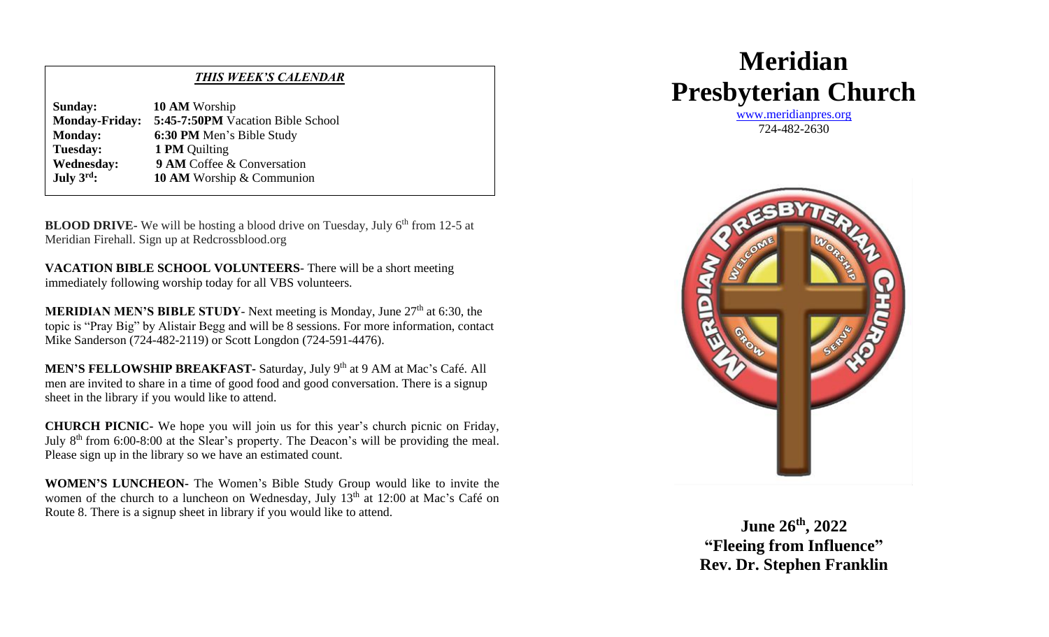***THIS WEEK'S CALENDAR***

| | |
|---|---|
| **Sunday:** | **10 AM** Worship |
| **Monday-Friday:** | **5:45-7:50PM** Vacation Bible School |
| **Monday:** | **6:30 PM** Men's Bible Study |
| **Tuesday:** | **1 PM** Quilting |
| **Wednesday:** | **9 AM** Coffee & Conversation |
| **July 3rd:** | **10 AM** Worship & Communion |

**BLOOD DRIVE**- We will be hosting a blood drive on Tuesday, July 6th from 12-5 at Meridian Firehall. Sign up at Redcrossblood.org

**VACATION BIBLE SCHOOL VOLUNTEERS**- There will be a short meeting immediately following worship today for all VBS volunteers.

**MERIDIAN MEN'S BIBLE STUDY**- Next meeting is Monday, June 27th at 6:30, the topic is "Pray Big" by Alistair Begg and will be 8 sessions. For more information, contact Mike Sanderson (724-482-2119) or Scott Longdon (724-591-4476).

**MEN'S FELLOWSHIP BREAKFAST**- Saturday, July 9th at 9 AM at Mac's Café. All men are invited to share in a time of good food and good conversation. There is a signup sheet in the library if you would like to attend.

**CHURCH PICNIC**- We hope you will join us for this year's church picnic on Friday, July 8th from 6:00-8:00 at the Slear's property. The Deacon's will be providing the meal. Please sign up in the library so we have an estimated count.

**WOMEN'S LUNCHEON**- The Women's Bible Study Group would like to invite the women of the church to a luncheon on Wednesday, July 13th at 12:00 at Mac's Café on Route 8. There is a signup sheet in library if you would like to attend.

# Meridian Presbyterian Church

www.meridianpres.org
724-482-2630

**June 26th, 2022**
**"Fleeing from Influence"**
**Rev. Dr. Stephen Franklin**